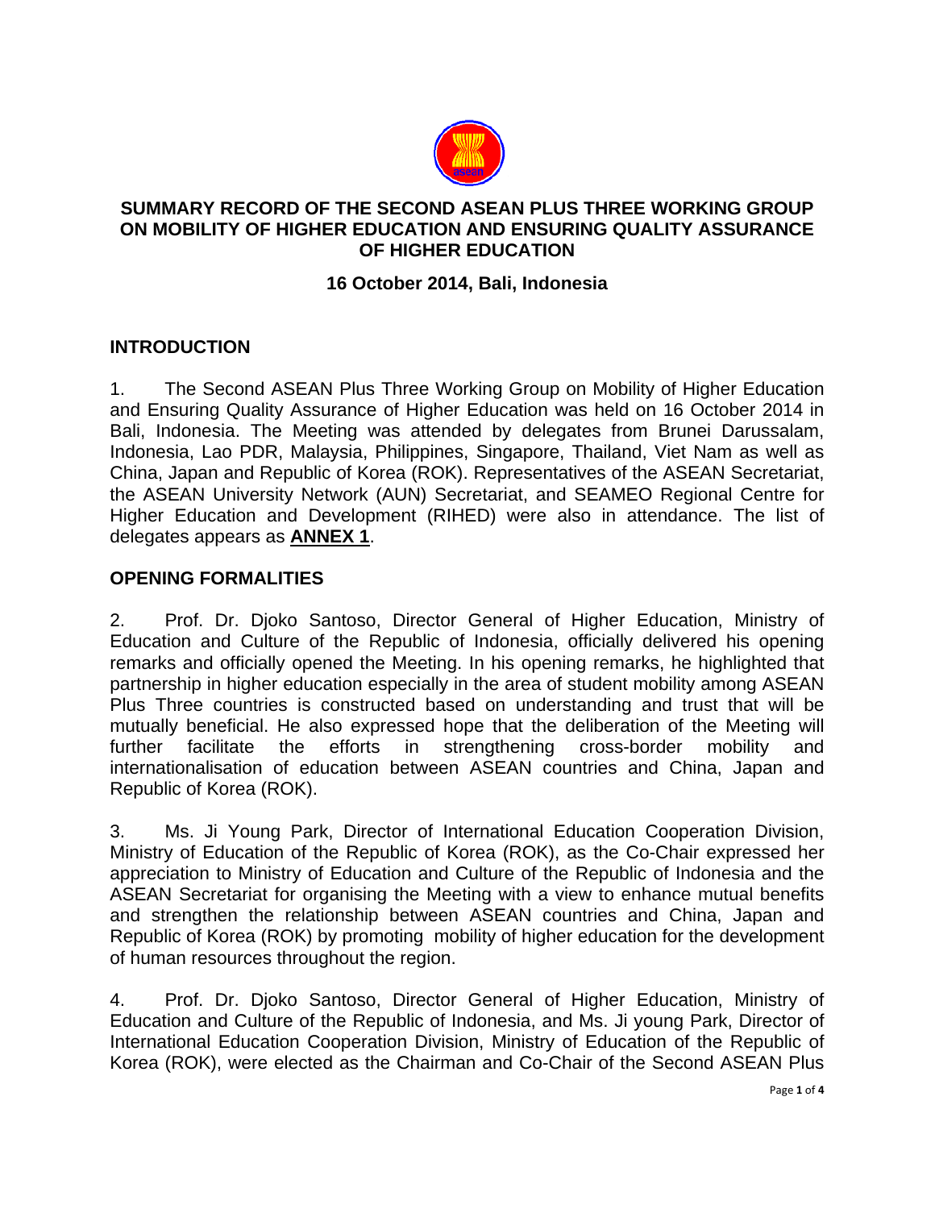# SUMMARY RECORD OF THE SECOND ASEAN PLUS THREE WORKING GROUP ON MOBILITY OF HIGHER EDUCATION AND ENSURING QUALITY ASSURANCE OF HIGHER EDUCATION

**16 October 2014, Bali, Indonesia**

## INTRODUCTION

1. The Second ASEAN Plus Three Working Group on Mobility of Higher Education and Ensuring Quality Assurance of Higher Education was held on 16 October 2014 in Bali, Indonesia. The Meeting was attended by delegates from Brunei Darussalam, Indonesia, Lao PDR, Malaysia, Philippines, Singapore, Thailand, Viet Nam as well as China, Japan and Republic of Korea (ROK). Representatives of the ASEAN Secretariat, the ASEAN University Network (AUN) Secretariat, and SEAMEO Regional Centre for Higher Education and Development (RIHED) were also in attendance. The list of delegates appears as **ANNEX 1**.

## OPENING FORMALITIES

2. Prof. Dr. Djoko Santoso, Director General of Higher Education, Ministry of Education and Culture of the Republic of Indonesia, officially delivered his opening remarks and officially opened the Meeting. In his opening remarks, he highlighted that partnership in higher education especially in the area of student mobility among ASEAN Plus Three countries is constructed based on understanding and trust that will be mutually beneficial. He also expressed hope that the deliberation of the Meeting will further facilitate the efforts in strengthening cross-border mobility and internationalisation of education between ASEAN countries and China, Japan and Republic of Korea (ROK).

3. Ms. Ji Young Park, Director of International Education Cooperation Division, Ministry of Education of the Republic of Korea (ROK), as the Co-Chair expressed her appreciation to Ministry of Education and Culture of the Republic of Indonesia and the ASEAN Secretariat for organising the Meeting with a view to enhance mutual benefits and strengthen the relationship between ASEAN countries and China, Japan and Republic of Korea (ROK) by promoting mobility of higher education for the development of human resources throughout the region.

4. Prof. Dr. Djoko Santoso, Director General of Higher Education, Ministry of Education and Culture of the Republic of Indonesia, and Ms. Ji young Park, Director of International Education Cooperation Division, Ministry of Education of the Republic of Korea (ROK), were elected as the Chairman and Co-Chair of the Second ASEAN Plus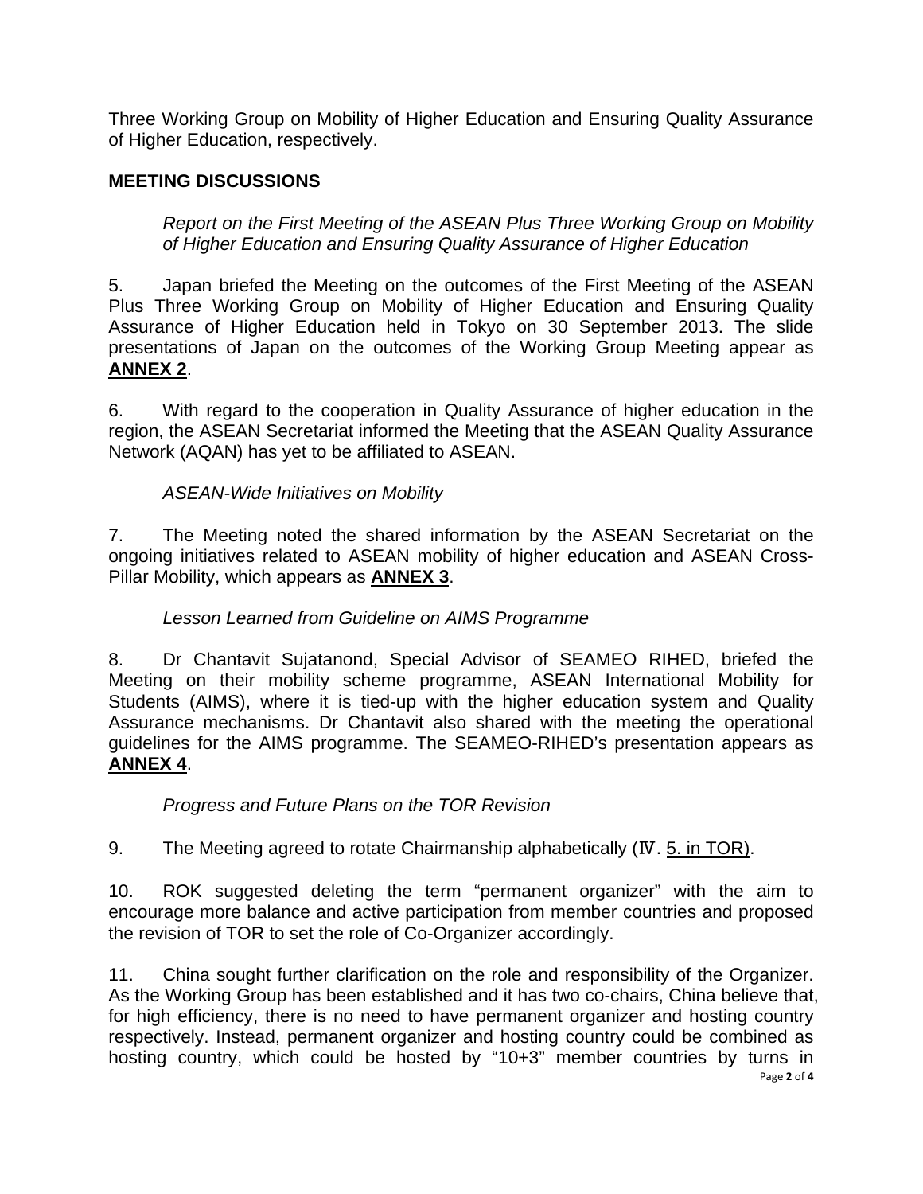Three Working Group on Mobility of Higher Education and Ensuring Quality Assurance of Higher Education, respectively.

## MEETING DISCUSSIONS

*Report on the First Meeting of the ASEAN Plus Three Working Group on Mobility of Higher Education and Ensuring Quality Assurance of Higher Education*

5. Japan briefed the Meeting on the outcomes of the First Meeting of the ASEAN Plus Three Working Group on Mobility of Higher Education and Ensuring Quality Assurance of Higher Education held in Tokyo on 30 September 2013. The slide presentations of Japan on the outcomes of the Working Group Meeting appear as **ANNEX 2**.

6. With regard to the cooperation in Quality Assurance of higher education in the region, the ASEAN Secretariat informed the Meeting that the ASEAN Quality Assurance Network (AQAN) has yet to be affiliated to ASEAN.

*ASEAN-Wide Initiatives on Mobility*

7. The Meeting noted the shared information by the ASEAN Secretariat on the ongoing initiatives related to ASEAN mobility of higher education and ASEAN Cross-Pillar Mobility, which appears as **ANNEX 3**.

*Lesson Learned from Guideline on AIMS Programme*

8. Dr Chantavit Sujatanond, Special Advisor of SEAMEO RIHED, briefed the Meeting on their mobility scheme programme, ASEAN International Mobility for Students (AIMS), where it is tied-up with the higher education system and Quality Assurance mechanisms. Dr Chantavit also shared with the meeting the operational guidelines for the AIMS programme. The SEAMEO-RIHED's presentation appears as **ANNEX 4**.

*Progress and Future Plans on the TOR Revision*

9. The Meeting agreed to rotate Chairmanship alphabetically (Ⅳ. 5. in TOR).

10. ROK suggested deleting the term "permanent organizer" with the aim to encourage more balance and active participation from member countries and proposed the revision of TOR to set the role of Co-Organizer accordingly.

11. China sought further clarification on the role and responsibility of the Organizer. As the Working Group has been established and it has two co-chairs, China believe that, for high efficiency, there is no need to have permanent organizer and hosting country respectively. Instead, permanent organizer and hosting country could be combined as hosting country, which could be hosted by "10+3" member countries by turns in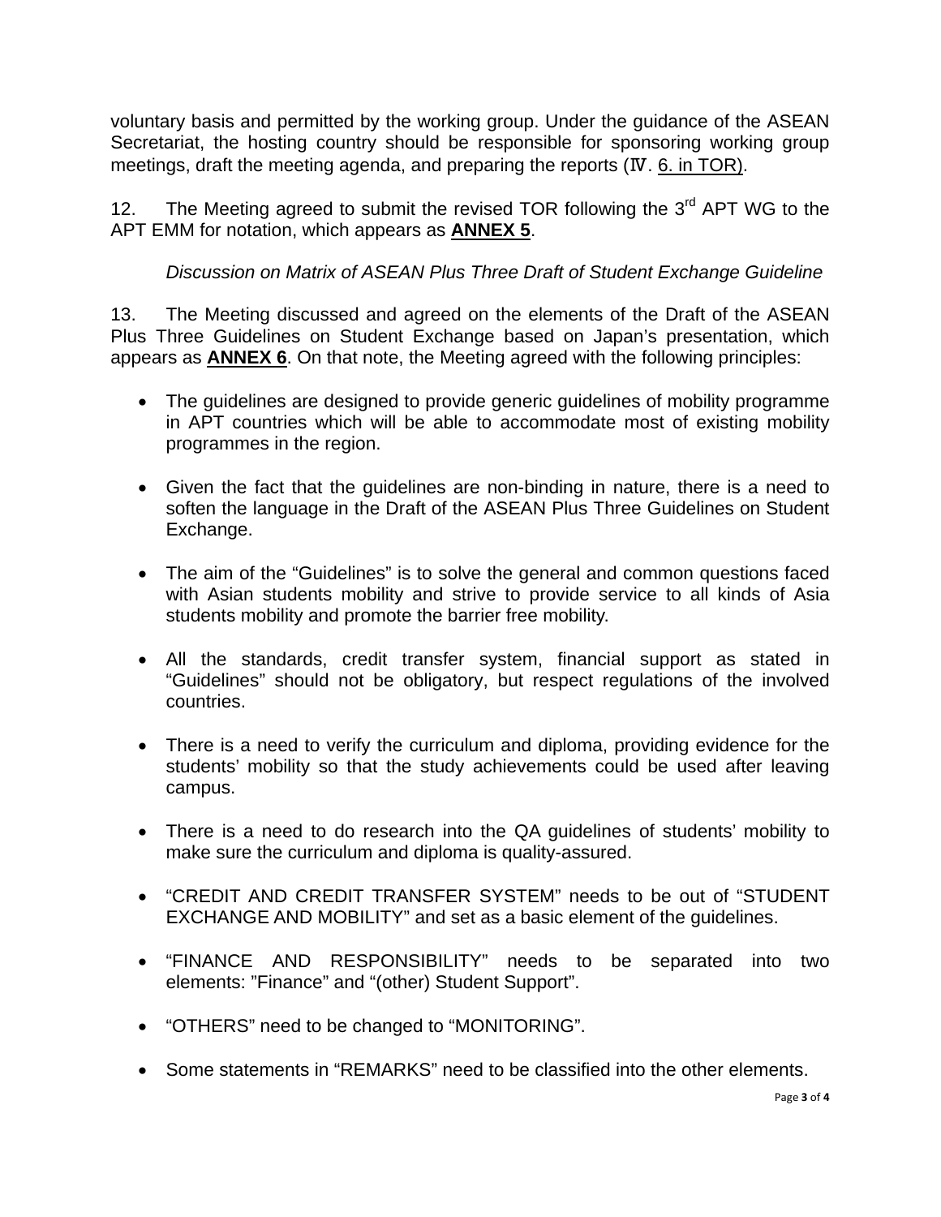voluntary basis and permitted by the working group. Under the guidance of the ASEAN Secretariat, the hosting country should be responsible for sponsoring working group meetings, draft the meeting agenda, and preparing the reports (Ⅳ. 6. in TOR).

12. The Meeting agreed to submit the revised TOR following the 3rd APT WG to the APT EMM for notation, which appears as **ANNEX 5**.

*Discussion on Matrix of ASEAN Plus Three Draft of Student Exchange Guideline*

13. The Meeting discussed and agreed on the elements of the Draft of the ASEAN Plus Three Guidelines on Student Exchange based on Japan's presentation, which appears as **ANNEX 6**. On that note, the Meeting agreed with the following principles:

- The guidelines are designed to provide generic guidelines of mobility programme in APT countries which will be able to accommodate most of existing mobility programmes in the region.

- Given the fact that the guidelines are non-binding in nature, there is a need to soften the language in the Draft of the ASEAN Plus Three Guidelines on Student Exchange.

- The aim of the "Guidelines" is to solve the general and common questions faced with Asian students mobility and strive to provide service to all kinds of Asia students mobility and promote the barrier free mobility.

- All the standards, credit transfer system, financial support as stated in "Guidelines" should not be obligatory, but respect regulations of the involved countries.

- There is a need to verify the curriculum and diploma, providing evidence for the students' mobility so that the study achievements could be used after leaving campus.

- There is a need to do research into the QA guidelines of students' mobility to make sure the curriculum and diploma is quality-assured.

- "CREDIT AND CREDIT TRANSFER SYSTEM" needs to be out of "STUDENT EXCHANGE AND MOBILITY" and set as a basic element of the guidelines.

- "FINANCE AND RESPONSIBILITY" needs to be separated into two elements: "Finance" and "(other) Student Support".

- "OTHERS" need to be changed to "MONITORING".

- Some statements in "REMARKS" need to be classified into the other elements.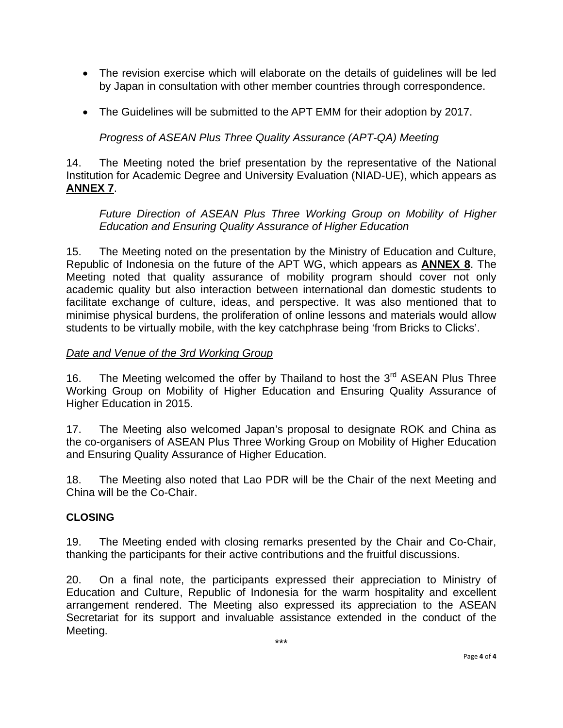- The revision exercise which will elaborate on the details of guidelines will be led by Japan in consultation with other member countries through correspondence.

- The Guidelines will be submitted to the APT EMM for their adoption by 2017.

*Progress of ASEAN Plus Three Quality Assurance (APT-QA) Meeting*

14. The Meeting noted the brief presentation by the representative of the National Institution for Academic Degree and University Evaluation (NIAD-UE), which appears as **ANNEX 7**.

*Future Direction of ASEAN Plus Three Working Group on Mobility of Higher Education and Ensuring Quality Assurance of Higher Education*

15. The Meeting noted on the presentation by the Ministry of Education and Culture, Republic of Indonesia on the future of the APT WG, which appears as **ANNEX 8**. The Meeting noted that quality assurance of mobility program should cover not only academic quality but also interaction between international dan domestic students to facilitate exchange of culture, ideas, and perspective. It was also mentioned that to minimise physical burdens, the proliferation of online lessons and materials would allow students to be virtually mobile, with the key catchphrase being 'from Bricks to Clicks'.

*Date and Venue of the 3rd Working Group*

16. The Meeting welcomed the offer by Thailand to host the 3rd ASEAN Plus Three Working Group on Mobility of Higher Education and Ensuring Quality Assurance of Higher Education in 2015.

17. The Meeting also welcomed Japan's proposal to designate ROK and China as the co-organisers of ASEAN Plus Three Working Group on Mobility of Higher Education and Ensuring Quality Assurance of Higher Education.

18. The Meeting also noted that Lao PDR will be the Chair of the next Meeting and China will be the Co-Chair.

**CLOSING**

19. The Meeting ended with closing remarks presented by the Chair and Co-Chair, thanking the participants for their active contributions and the fruitful discussions.

20. On a final note, the participants expressed their appreciation to Ministry of Education and Culture, Republic of Indonesia for the warm hospitality and excellent arrangement rendered. The Meeting also expressed its appreciation to the ASEAN Secretariat for its support and invaluable assistance extended in the conduct of the Meeting.

***